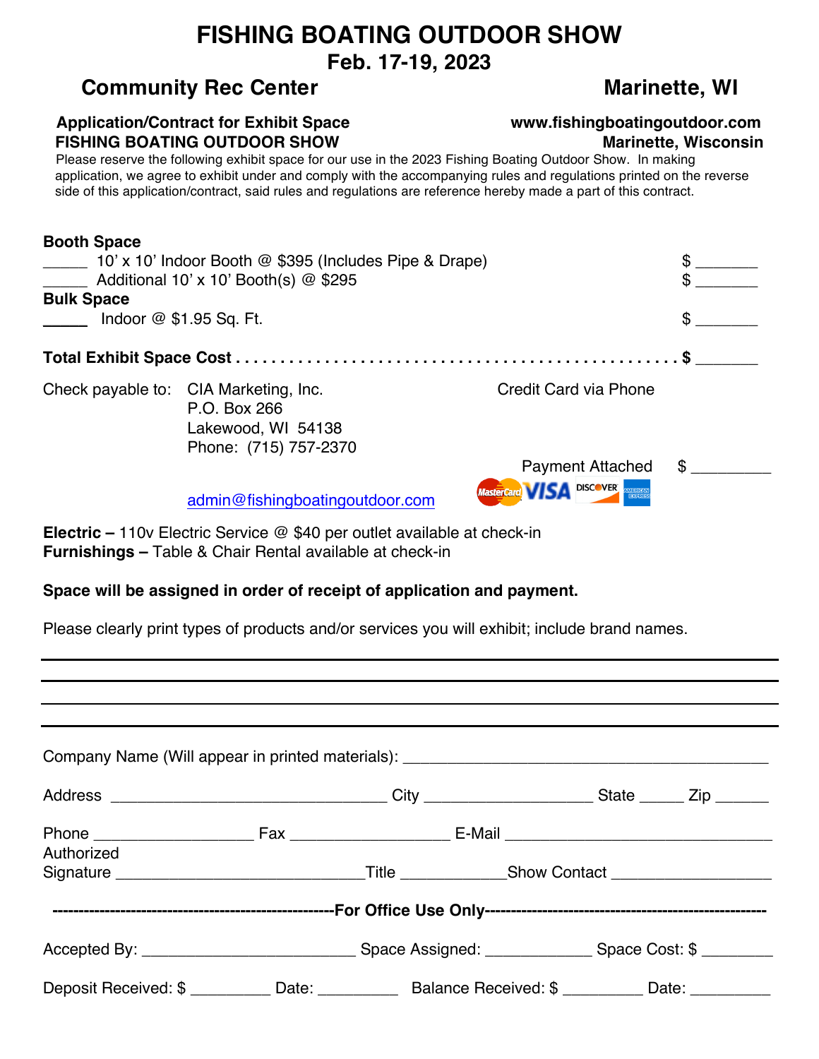# FISHING BOATING OUTDOOR SHOW

## Feb. 17-19, 2023

## Community Rec Center                Marinette, WI

**Application/Contract for Exhibit Space**
**FISHING BOATING OUTDOOR SHOW**

**www.fishingboatingoutdoor.com**
**Marinette, Wisconsin**

Please reserve the following exhibit space for our use in the 2023 Fishing Boating Outdoor Show. In making application, we agree to exhibit under and comply with the accompanying rules and regulations printed on the reverse side of this application/contract, said rules and regulations are reference hereby made a part of this contract.

**Booth Space**

_____ 10' x 10' Indoor Booth @ $395 (Includes Pipe & Drape) $ _______

_____ Additional 10' x 10' Booth(s) @ $295 $ _______

**Bulk Space**

_____ Indoor @ $1.95 Sq. Ft. $ _______

**Total Exhibit Space Cost . . . . . . . . . . . . . . . . . . . . . . . . . . . . . . . . . . . . . . . . . . . . . $** _______

Check payable to: CIA Marketing, Inc.
P.O. Box 266
Lakewood, WI 54138
Phone: (715) 757-2370

admin@fishingboatingoutdoor.com

Credit Card via Phone

Payment Attached $ _________

MasterCard VISA DISCOVER AMERICAN EXPRESS

**Electric –** 110v Electric Service @ $40 per outlet available at check-in
**Furnishings –** Table & Chair Rental available at check-in

**Space will be assigned in order of receipt of application and payment.**

Please clearly print types of products and/or services you will exhibit; include brand names.

___________________________________________________________________________

___________________________________________________________________________

___________________________________________________________________________

___________________________________________________________________________

Company Name (Will appear in printed materials): ________________________________________

Address ______________________________ City __________________ State _____ Zip ______

Phone _________________ Fax _________________ E-Mail ______________________________

Authorized Signature ___________________________ Title ___________ Show Contact _________________

**-------------------------------------------------For Office Use Only-------------------------------------------------**

Accepted By: ______________________ Space Assigned: ___________ Space Cost: $ ________

Deposit Received: $ _________ Date: _________ Balance Received: $ _________ Date: _________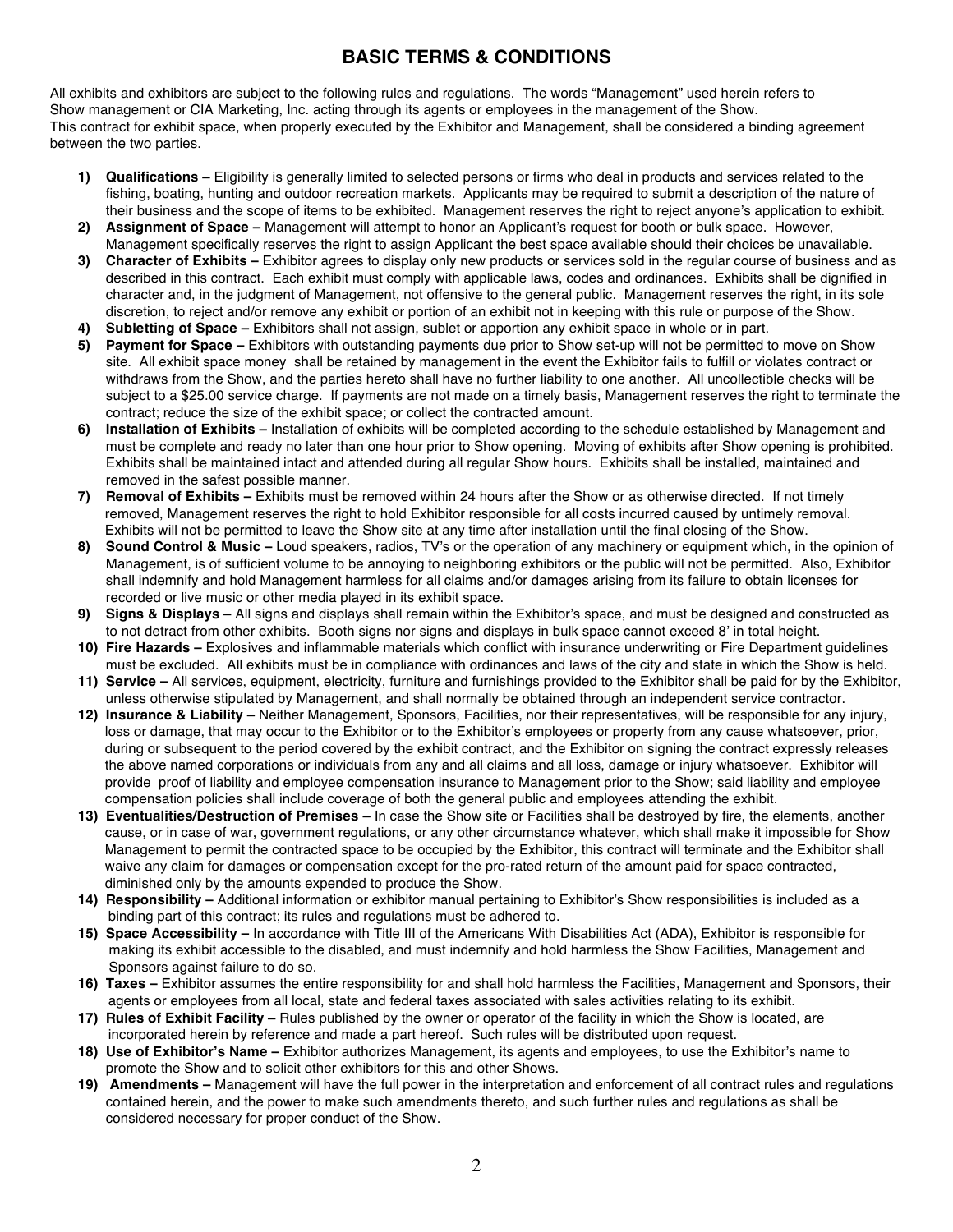# BASIC TERMS & CONDITIONS

All exhibits and exhibitors are subject to the following rules and regulations. The words "Management" used herein refers to Show management or CIA Marketing, Inc. acting through its agents or employees in the management of the Show. This contract for exhibit space, when properly executed by the Exhibitor and Management, shall be considered a binding agreement between the two parties.

1) **Qualifications –** Eligibility is generally limited to selected persons or firms who deal in products and services related to the fishing, boating, hunting and outdoor recreation markets. Applicants may be required to submit a description of the nature of their business and the scope of items to be exhibited. Management reserves the right to reject anyone's application to exhibit.
2) **Assignment of Space –** Management will attempt to honor an Applicant's request for booth or bulk space. However, Management specifically reserves the right to assign Applicant the best space available should their choices be unavailable.
3) **Character of Exhibits –** Exhibitor agrees to display only new products or services sold in the regular course of business and as described in this contract. Each exhibit must comply with applicable laws, codes and ordinances. Exhibits shall be dignified in character and, in the judgment of Management, not offensive to the general public. Management reserves the right, in its sole discretion, to reject and/or remove any exhibit or portion of an exhibit not in keeping with this rule or purpose of the Show.
4) **Subletting of Space –** Exhibitors shall not assign, sublet or apportion any exhibit space in whole or in part.
5) **Payment for Space –** Exhibitors with outstanding payments due prior to Show set-up will not be permitted to move on Show site. All exhibit space money shall be retained by management in the event the Exhibitor fails to fulfill or violates contract or withdraws from the Show, and the parties hereto shall have no further liability to one another. All uncollectible checks will be subject to a $25.00 service charge. If payments are not made on a timely basis, Management reserves the right to terminate the contract; reduce the size of the exhibit space; or collect the contracted amount.
6) **Installation of Exhibits –** Installation of exhibits will be completed according to the schedule established by Management and must be complete and ready no later than one hour prior to Show opening. Moving of exhibits after Show opening is prohibited. Exhibits shall be maintained intact and attended during all regular Show hours. Exhibits shall be installed, maintained and removed in the safest possible manner.
7) **Removal of Exhibits –** Exhibits must be removed within 24 hours after the Show or as otherwise directed. If not timely removed, Management reserves the right to hold Exhibitor responsible for all costs incurred caused by untimely removal. Exhibits will not be permitted to leave the Show site at any time after installation until the final closing of the Show.
8) **Sound Control & Music –** Loud speakers, radios, TV's or the operation of any machinery or equipment which, in the opinion of Management, is of sufficient volume to be annoying to neighboring exhibitors or the public will not be permitted. Also, Exhibitor shall indemnify and hold Management harmless for all claims and/or damages arising from its failure to obtain licenses for recorded or live music or other media played in its exhibit space.
9) **Signs & Displays –** All signs and displays shall remain within the Exhibitor's space, and must be designed and constructed as to not detract from other exhibits. Booth signs nor signs and displays in bulk space cannot exceed 8' in total height.
10) **Fire Hazards –** Explosives and inflammable materials which conflict with insurance underwriting or Fire Department guidelines must be excluded. All exhibits must be in compliance with ordinances and laws of the city and state in which the Show is held.
11) **Service –** All services, equipment, electricity, furniture and furnishings provided to the Exhibitor shall be paid for by the Exhibitor, unless otherwise stipulated by Management, and shall normally be obtained through an independent service contractor.
12) **Insurance & Liability –** Neither Management, Sponsors, Facilities, nor their representatives, will be responsible for any injury, loss or damage, that may occur to the Exhibitor or to the Exhibitor's employees or property from any cause whatsoever, prior, during or subsequent to the period covered by the exhibit contract, and the Exhibitor on signing the contract expressly releases the above named corporations or individuals from any and all claims and all loss, damage or injury whatsoever. Exhibitor will provide proof of liability and employee compensation insurance to Management prior to the Show; said liability and employee compensation policies shall include coverage of both the general public and employees attending the exhibit.
13) **Eventualities/Destruction of Premises –** In case the Show site or Facilities shall be destroyed by fire, the elements, another cause, or in case of war, government regulations, or any other circumstance whatever, which shall make it impossible for Show Management to permit the contracted space to be occupied by the Exhibitor, this contract will terminate and the Exhibitor shall waive any claim for damages or compensation except for the pro-rated return of the amount paid for space contracted, diminished only by the amounts expended to produce the Show.
14) **Responsibility –** Additional information or exhibitor manual pertaining to Exhibitor's Show responsibilities is included as a binding part of this contract; its rules and regulations must be adhered to.
15) **Space Accessibility –** In accordance with Title III of the Americans With Disabilities Act (ADA), Exhibitor is responsible for making its exhibit accessible to the disabled, and must indemnify and hold harmless the Show Facilities, Management and Sponsors against failure to do so.
16) **Taxes –** Exhibitor assumes the entire responsibility for and shall hold harmless the Facilities, Management and Sponsors, their agents or employees from all local, state and federal taxes associated with sales activities relating to its exhibit.
17) **Rules of Exhibit Facility –** Rules published by the owner or operator of the facility in which the Show is located, are incorporated herein by reference and made a part hereof. Such rules will be distributed upon request.
18) **Use of Exhibitor's Name –** Exhibitor authorizes Management, its agents and employees, to use the Exhibitor's name to promote the Show and to solicit other exhibitors for this and other Shows.
19) **Amendments –** Management will have the full power in the interpretation and enforcement of all contract rules and regulations contained herein, and the power to make such amendments thereto, and such further rules and regulations as shall be considered necessary for proper conduct of the Show.